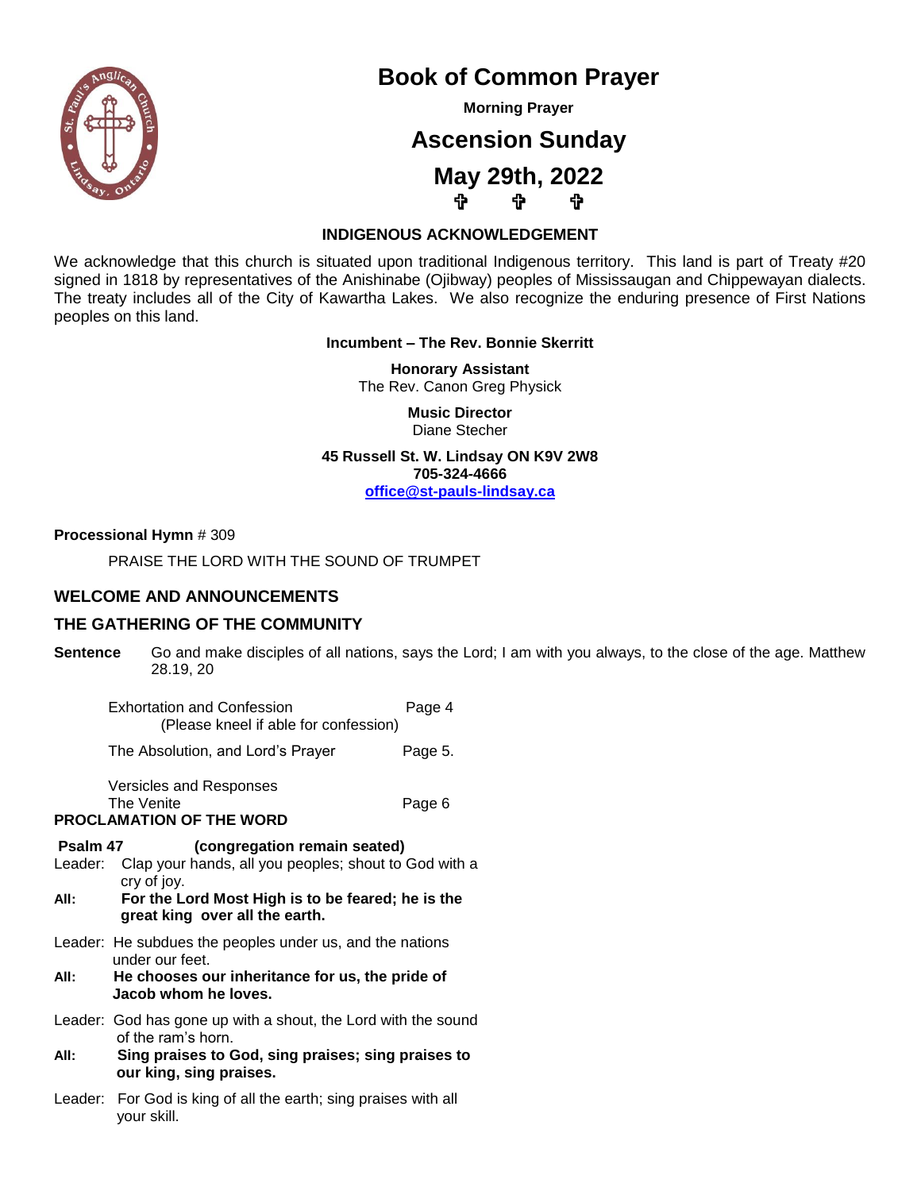# Book of Common Prayer

**Morning Prayer**

## Ascension Sunday

## May 29th, 2022

✞ ✞ ✞

**INDIGENOUS ACKNOWLEDGEMENT**

We acknowledge that this church is situated upon traditional Indigenous territory. This land is part of Treaty #20 signed in 1818 by representatives of the Anishinabe (Ojibway) peoples of Mississaugan and Chippewayan dialects. The treaty includes all of the City of Kawartha Lakes. We also recognize the enduring presence of First Nations peoples on this land.

**Incumbent – The Rev. Bonnie Skerritt**

**Honorary Assistant**
The Rev. Canon Greg Physick

**Music Director**
Diane Stecher

**45 Russell St. W. Lindsay ON K9V 2W8**
**705-324-4666**
**office@st-pauls-lindsay.ca**

**Processional Hymn** # 309

PRAISE THE LORD WITH THE SOUND OF TRUMPET

### WELCOME AND ANNOUNCEMENTS

### THE GATHERING OF THE COMMUNITY

**Sentence** Go and make disciples of all nations, says the Lord; I am with you always, to the close of the age. Matthew 28.19, 20

Exhortation and Confession Page 4
(Please kneel if able for confession)

The Absolution, and Lord's Prayer Page 5.

Versicles and Responses
The Venite Page 6

### PROCLAMATION OF THE WORD

**Psalm 47 (congregation remain seated)**

Leader: Clap your hands, all you peoples; shout to God with a cry of joy.

**All: For the Lord Most High is to be feared; he is the great king over all the earth.**

Leader: He subdues the peoples under us, and the nations under our feet.

**All: He chooses our inheritance for us, the pride of Jacob whom he loves.**

Leader: God has gone up with a shout, the Lord with the sound of the ram's horn.

**All: Sing praises to God, sing praises; sing praises to our king, sing praises.**

Leader: For God is king of all the earth; sing praises with all your skill.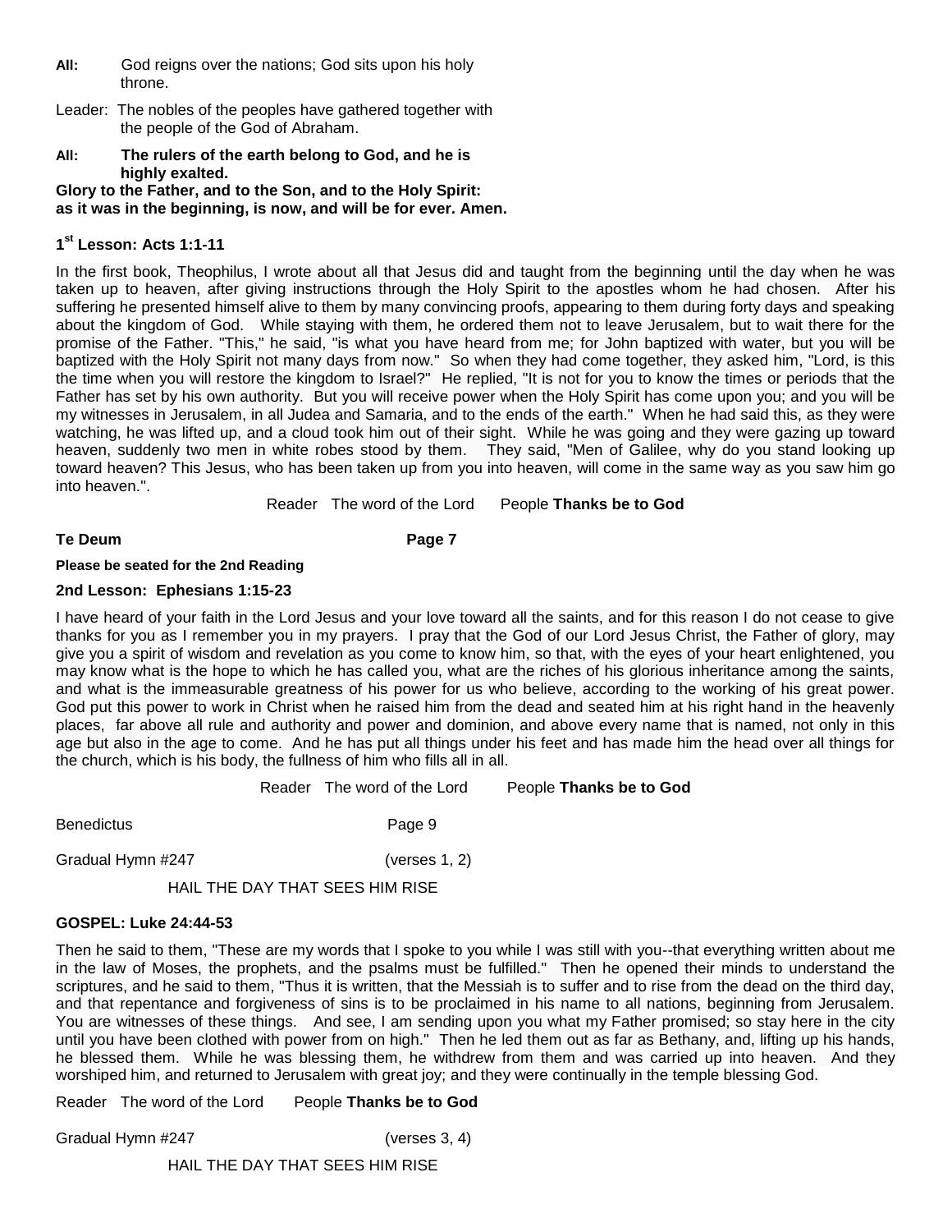**All:** God reigns over the nations; God sits upon his holy throne.

Leader: The nobles of the peoples have gathered together with the people of the God of Abraham.

**All:** **The rulers of the earth belong to God, and he is highly exalted.**

**Glory to the Father, and to the Son, and to the Holy Spirit: as it was in the beginning, is now, and will be for ever. Amen.**

### 1st Lesson: Acts 1:1-11

In the first book, Theophilus, I wrote about all that Jesus did and taught from the beginning until the day when he was taken up to heaven, after giving instructions through the Holy Spirit to the apostles whom he had chosen. After his suffering he presented himself alive to them by many convincing proofs, appearing to them during forty days and speaking about the kingdom of God. While staying with them, he ordered them not to leave Jerusalem, but to wait there for the promise of the Father. "This," he said, "is what you have heard from me; for John baptized with water, but you will be baptized with the Holy Spirit not many days from now." So when they had come together, they asked him, "Lord, is this the time when you will restore the kingdom to Israel?" He replied, "It is not for you to know the times or periods that the Father has set by his own authority. But you will receive power when the Holy Spirit has come upon you; and you will be my witnesses in Jerusalem, in all Judea and Samaria, and to the ends of the earth." When he had said this, as they were watching, he was lifted up, and a cloud took him out of their sight. While he was going and they were gazing up toward heaven, suddenly two men in white robes stood by them. They said, "Men of Galilee, why do you stand looking up toward heaven? This Jesus, who has been taken up from you into heaven, will come in the same way as you saw him go into heaven.".

Reader The word of the Lord People **Thanks be to God**

**Te Deum** **Page 7**

**Please be seated for the 2nd Reading**

### 2nd Lesson: Ephesians 1:15-23

I have heard of your faith in the Lord Jesus and your love toward all the saints, and for this reason I do not cease to give thanks for you as I remember you in my prayers. I pray that the God of our Lord Jesus Christ, the Father of glory, may give you a spirit of wisdom and revelation as you come to know him, so that, with the eyes of your heart enlightened, you may know what is the hope to which he has called you, what are the riches of his glorious inheritance among the saints, and what is the immeasurable greatness of his power for us who believe, according to the working of his great power. God put this power to work in Christ when he raised him from the dead and seated him at his right hand in the heavenly places, far above all rule and authority and power and dominion, and above every name that is named, not only in this age but also in the age to come. And he has put all things under his feet and has made him the head over all things for the church, which is his body, the fullness of him who fills all in all.

Reader The word of the Lord People **Thanks be to God**

Benedictus Page 9

Gradual Hymn #247 (verses 1, 2)

HAIL THE DAY THAT SEES HIM RISE

### GOSPEL: Luke 24:44-53

Then he said to them, "These are my words that I spoke to you while I was still with you--that everything written about me in the law of Moses, the prophets, and the psalms must be fulfilled." Then he opened their minds to understand the scriptures, and he said to them, "Thus it is written, that the Messiah is to suffer and to rise from the dead on the third day, and that repentance and forgiveness of sins is to be proclaimed in his name to all nations, beginning from Jerusalem. You are witnesses of these things. And see, I am sending upon you what my Father promised; so stay here in the city until you have been clothed with power from on high." Then he led them out as far as Bethany, and, lifting up his hands, he blessed them. While he was blessing them, he withdrew from them and was carried up into heaven. And they worshiped him, and returned to Jerusalem with great joy; and they were continually in the temple blessing God.

Reader The word of the Lord People **Thanks be to God**

Gradual Hymn #247 (verses 3, 4)

HAIL THE DAY THAT SEES HIM RISE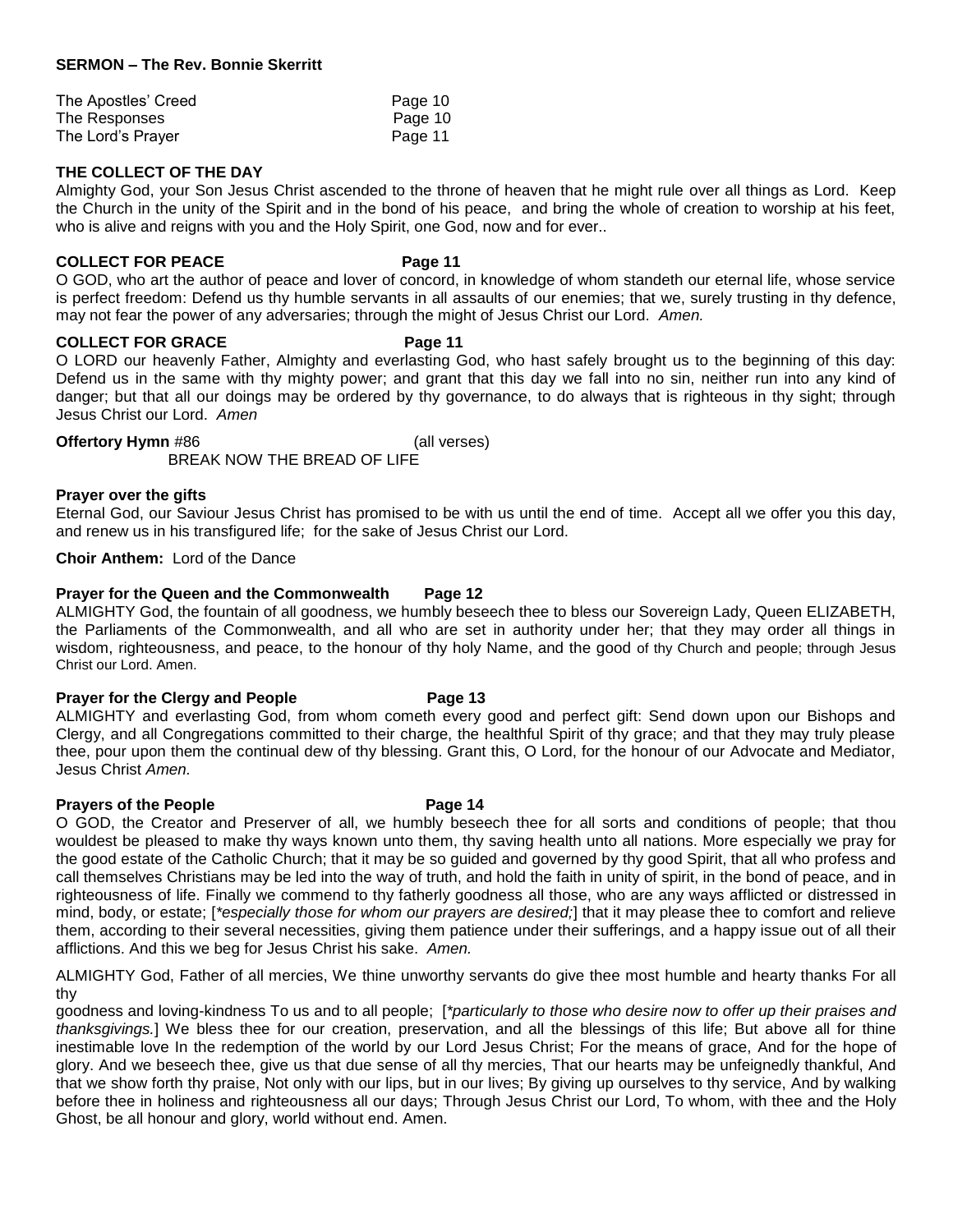**SERMON – The Rev. Bonnie Skerritt**

| | |
|---|---|
| The Apostles' Creed | Page 10 |
| The Responses | Page 10 |
| The Lord's Prayer | Page 11 |

**THE COLLECT OF THE DAY**

Almighty God, your Son Jesus Christ ascended to the throne of heaven that he might rule over all things as Lord. Keep the Church in the unity of the Spirit and in the bond of his peace, and bring the whole of creation to worship at his feet, who is alive and reigns with you and the Holy Spirit, one God, now and for ever..

**COLLECT FOR PEACE Page 11**

O GOD, who art the author of peace and lover of concord, in knowledge of whom standeth our eternal life, whose service is perfect freedom: Defend us thy humble servants in all assaults of our enemies; that we, surely trusting in thy defence, may not fear the power of any adversaries; through the might of Jesus Christ our Lord. *Amen.*

**COLLECT FOR GRACE Page 11**

O LORD our heavenly Father, Almighty and everlasting God, who hast safely brought us to the beginning of this day: Defend us in the same with thy mighty power; and grant that this day we fall into no sin, neither run into any kind of danger; but that all our doings may be ordered by thy governance, to do always that is righteous in thy sight; through Jesus Christ our Lord. *Amen*

**Offertory Hymn** #86 (all verses)
BREAK NOW THE BREAD OF LIFE

**Prayer over the gifts**

Eternal God, our Saviour Jesus Christ has promised to be with us until the end of time. Accept all we offer you this day, and renew us in his transfigured life; for the sake of Jesus Christ our Lord.

**Choir Anthem:** Lord of the Dance

**Prayer for the Queen and the Commonwealth Page 12**

ALMIGHTY God, the fountain of all goodness, we humbly beseech thee to bless our Sovereign Lady, Queen ELIZABETH, the Parliaments of the Commonwealth, and all who are set in authority under her; that they may order all things in wisdom, righteousness, and peace, to the honour of thy holy Name, and the good of thy Church and people; through Jesus Christ our Lord. Amen.

**Prayer for the Clergy and People Page 13**

ALMIGHTY and everlasting God, from whom cometh every good and perfect gift: Send down upon our Bishops and Clergy, and all Congregations committed to their charge, the healthful Spirit of thy grace; and that they may truly please thee, pour upon them the continual dew of thy blessing. Grant this, O Lord, for the honour of our Advocate and Mediator, Jesus Christ *Amen.*

**Prayers of the People Page 14**

O GOD, the Creator and Preserver of all, we humbly beseech thee for all sorts and conditions of people; that thou wouldest be pleased to make thy ways known unto them, thy saving health unto all nations. More especially we pray for the good estate of the Catholic Church; that it may be so guided and governed by thy good Spirit, that all who profess and call themselves Christians may be led into the way of truth, and hold the faith in unity of spirit, in the bond of peace, and in righteousness of life. Finally we commend to thy fatherly goodness all those, who are any ways afflicted or distressed in mind, body, or estate; [*\*especially those for whom our prayers are desired;*] that it may please thee to comfort and relieve them, according to their several necessities, giving them patience under their sufferings, and a happy issue out of all their afflictions. And this we beg for Jesus Christ his sake. *Amen.*

ALMIGHTY God, Father of all mercies, We thine unworthy servants do give thee most humble and hearty thanks For all thy
goodness and loving-kindness To us and to all people; [*\*particularly to those who desire now to offer up their praises and thanksgivings.*] We bless thee for our creation, preservation, and all the blessings of this life; But above all for thine inestimable love In the redemption of the world by our Lord Jesus Christ; For the means of grace, And for the hope of glory. And we beseech thee, give us that due sense of all thy mercies, That our hearts may be unfeignedly thankful, And that we show forth thy praise, Not only with our lips, but in our lives; By giving up ourselves to thy service, And by walking before thee in holiness and righteousness all our days; Through Jesus Christ our Lord, To whom, with thee and the Holy Ghost, be all honour and glory, world without end. Amen.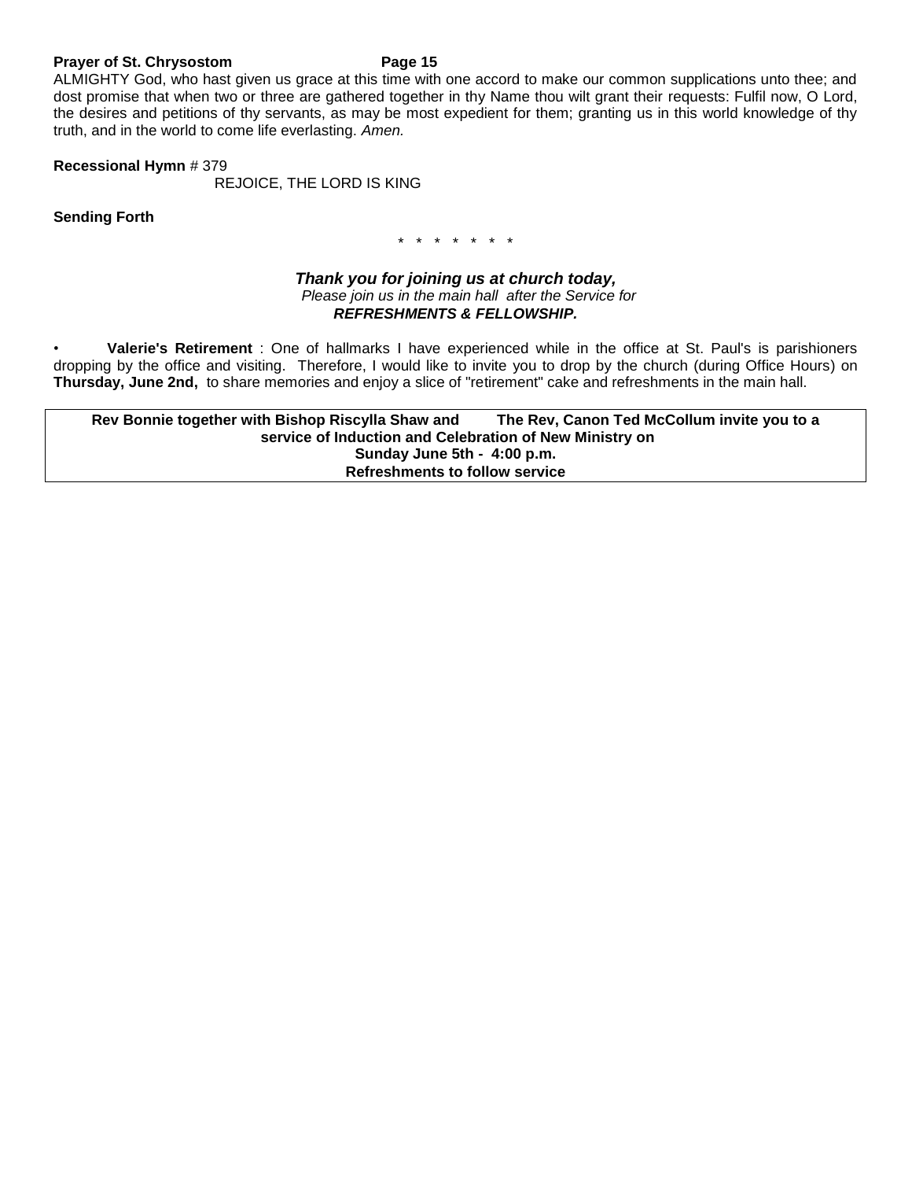**Prayer of St. Chrysostom** **Page 15**

ALMIGHTY God, who hast given us grace at this time with one accord to make our common supplications unto thee; and dost promise that when two or three are gathered together in thy Name thou wilt grant their requests: Fulfil now, O Lord, the desires and petitions of thy servants, as may be most expedient for them; granting us in this world knowledge of thy truth, and in the world to come life everlasting. *Amen.*

**Recessional Hymn** # 379

REJOICE, THE LORD IS KING

**Sending Forth**

\* \* \* \* \* \* \*

***Thank you for joining us at church today,***

*Please join us in the main hall after the Service for*

***REFRESHMENTS & FELLOWSHIP.***

- **Valerie's Retirement** : One of hallmarks I have experienced while in the office at St. Paul's is parishioners dropping by the office and visiting. Therefore, I would like to invite you to drop by the church (during Office Hours) on **Thursday, June 2nd,** to share memories and enjoy a slice of "retirement" cake and refreshments in the main hall.

**Rev Bonnie together with Bishop Riscylla Shaw and The Rev, Canon Ted McCollum invite you to a service of Induction and Celebration of New Ministry on**
**Sunday June 5th - 4:00 p.m.**
**Refreshments to follow service**